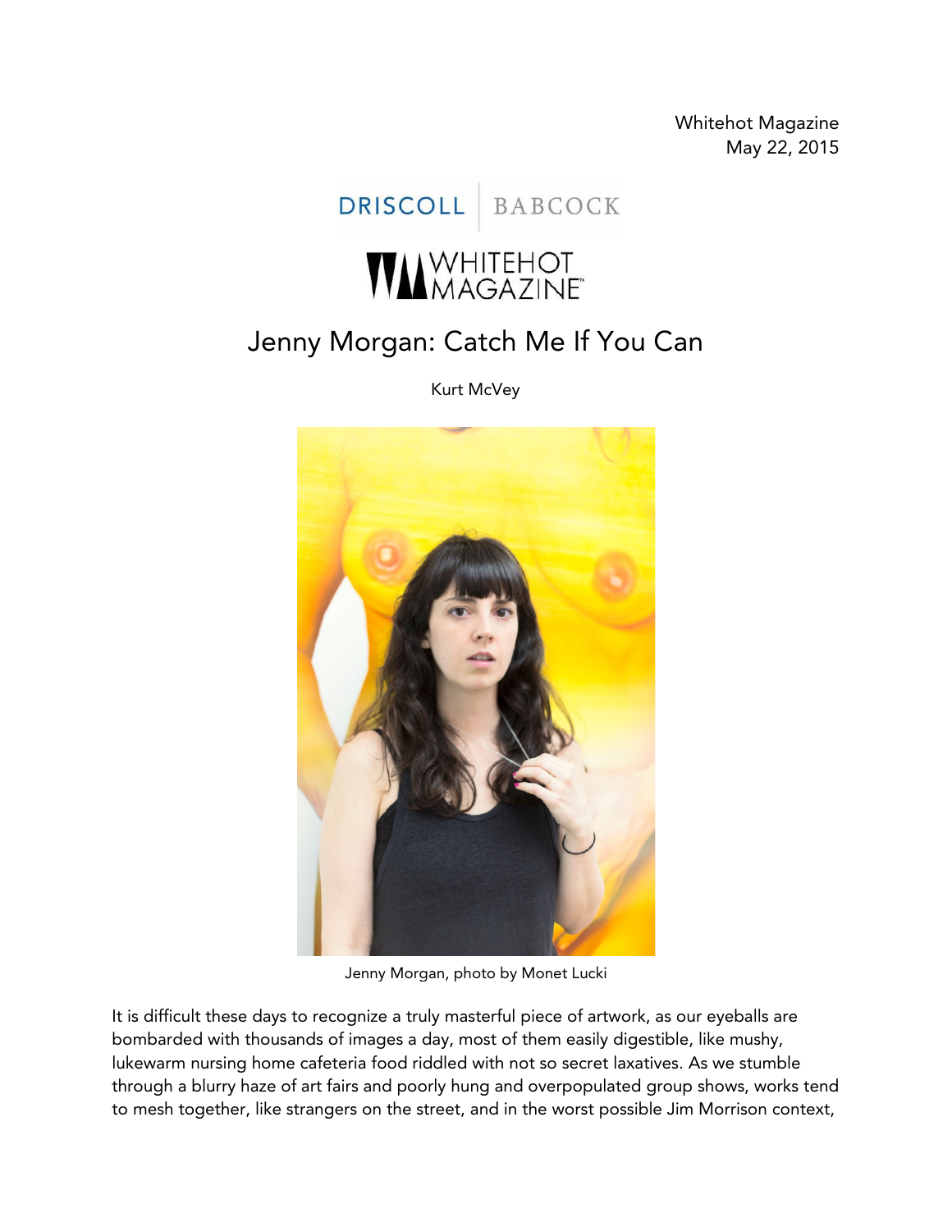Whitehot Magazine
May 22, 2015

DRISCOLL | BABCOCK

WHITEHOT MAGAZINE

# Jenny Morgan: Catch Me If You Can

Kurt McVey

Jenny Morgan, photo by Monet Lucki

It is difficult these days to recognize a truly masterful piece of artwork, as our eyeballs are bombarded with thousands of images a day, most of them easily digestible, like mushy, lukewarm nursing home cafeteria food riddled with not so secret laxatives. As we stumble through a blurry haze of art fairs and poorly hung and overpopulated group shows, works tend to mesh together, like strangers on the street, and in the worst possible Jim Morrison context,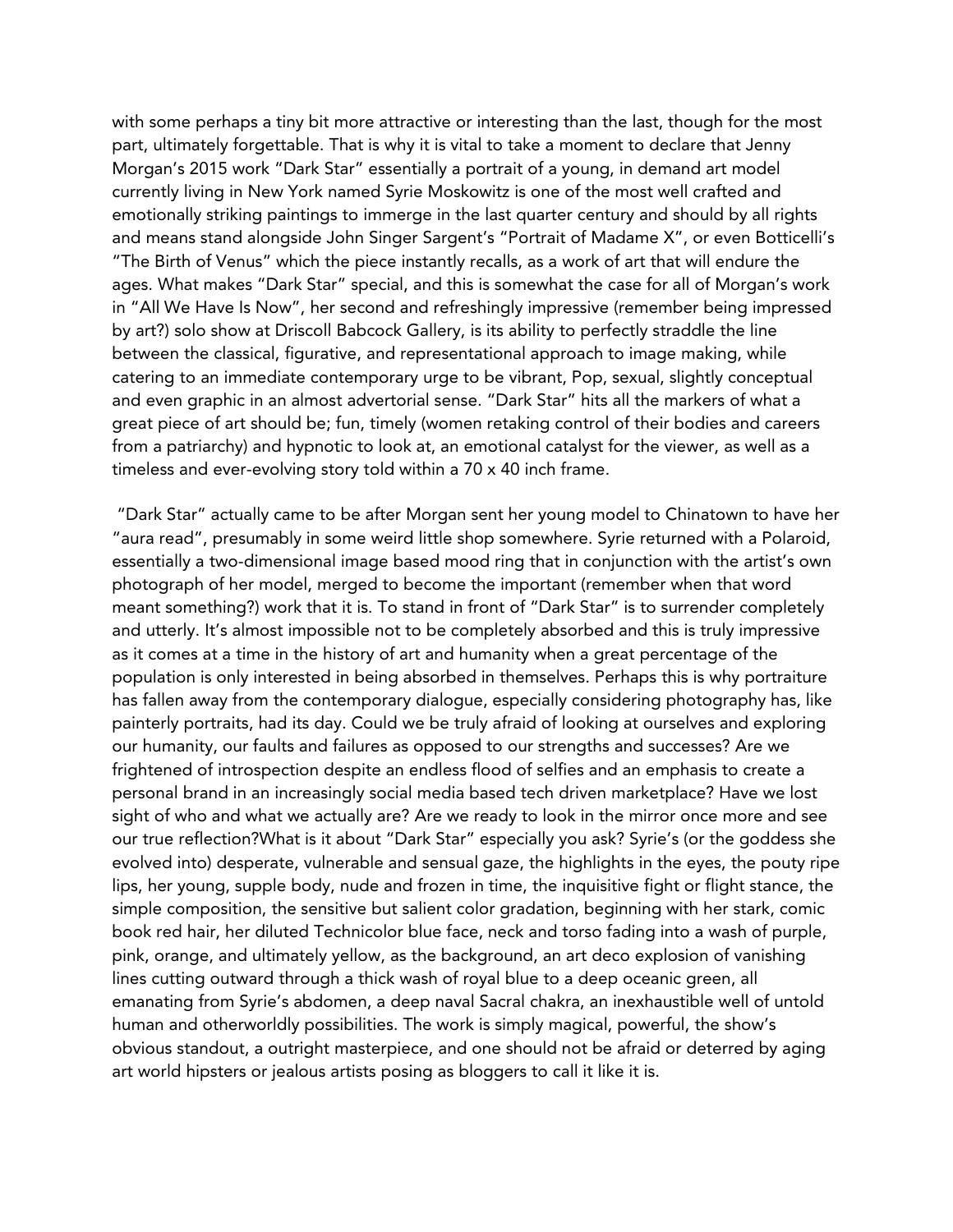with some perhaps a tiny bit more attractive or interesting than the last, though for the most part, ultimately forgettable. That is why it is vital to take a moment to declare that Jenny Morgan's 2015 work "Dark Star" essentially a portrait of a young, in demand art model currently living in New York named Syrie Moskowitz is one of the most well crafted and emotionally striking paintings to immerge in the last quarter century and should by all rights and means stand alongside John Singer Sargent's "Portrait of Madame X", or even Botticelli's "The Birth of Venus" which the piece instantly recalls, as a work of art that will endure the ages. What makes "Dark Star" special, and this is somewhat the case for all of Morgan's work in "All We Have Is Now", her second and refreshingly impressive (remember being impressed by art?) solo show at Driscoll Babcock Gallery, is its ability to perfectly straddle the line between the classical, figurative, and representational approach to image making, while catering to an immediate contemporary urge to be vibrant, Pop, sexual, slightly conceptual and even graphic in an almost advertorial sense. "Dark Star" hits all the markers of what a great piece of art should be; fun, timely (women retaking control of their bodies and careers from a patriarchy) and hypnotic to look at, an emotional catalyst for the viewer, as well as a timeless and ever-evolving story told within a 70 x 40 inch frame.

"Dark Star" actually came to be after Morgan sent her young model to Chinatown to have her "aura read", presumably in some weird little shop somewhere. Syrie returned with a Polaroid, essentially a two-dimensional image based mood ring that in conjunction with the artist's own photograph of her model, merged to become the important (remember when that word meant something?) work that it is. To stand in front of "Dark Star" is to surrender completely and utterly. It's almost impossible not to be completely absorbed and this is truly impressive as it comes at a time in the history of art and humanity when a great percentage of the population is only interested in being absorbed in themselves. Perhaps this is why portraiture has fallen away from the contemporary dialogue, especially considering photography has, like painterly portraits, had its day. Could we be truly afraid of looking at ourselves and exploring our humanity, our faults and failures as opposed to our strengths and successes? Are we frightened of introspection despite an endless flood of selfies and an emphasis to create a personal brand in an increasingly social media based tech driven marketplace? Have we lost sight of who and what we actually are? Are we ready to look in the mirror once more and see our true reflection?What is it about "Dark Star" especially you ask? Syrie's (or the goddess she evolved into) desperate, vulnerable and sensual gaze, the highlights in the eyes, the pouty ripe lips, her young, supple body, nude and frozen in time, the inquisitive fight or flight stance, the simple composition, the sensitive but salient color gradation, beginning with her stark, comic book red hair, her diluted Technicolor blue face, neck and torso fading into a wash of purple, pink, orange, and ultimately yellow, as the background, an art deco explosion of vanishing lines cutting outward through a thick wash of royal blue to a deep oceanic green, all emanating from Syrie's abdomen, a deep naval Sacral chakra, an inexhaustible well of untold human and otherworldly possibilities. The work is simply magical, powerful, the show's obvious standout, a outright masterpiece, and one should not be afraid or deterred by aging art world hipsters or jealous artists posing as bloggers to call it like it is.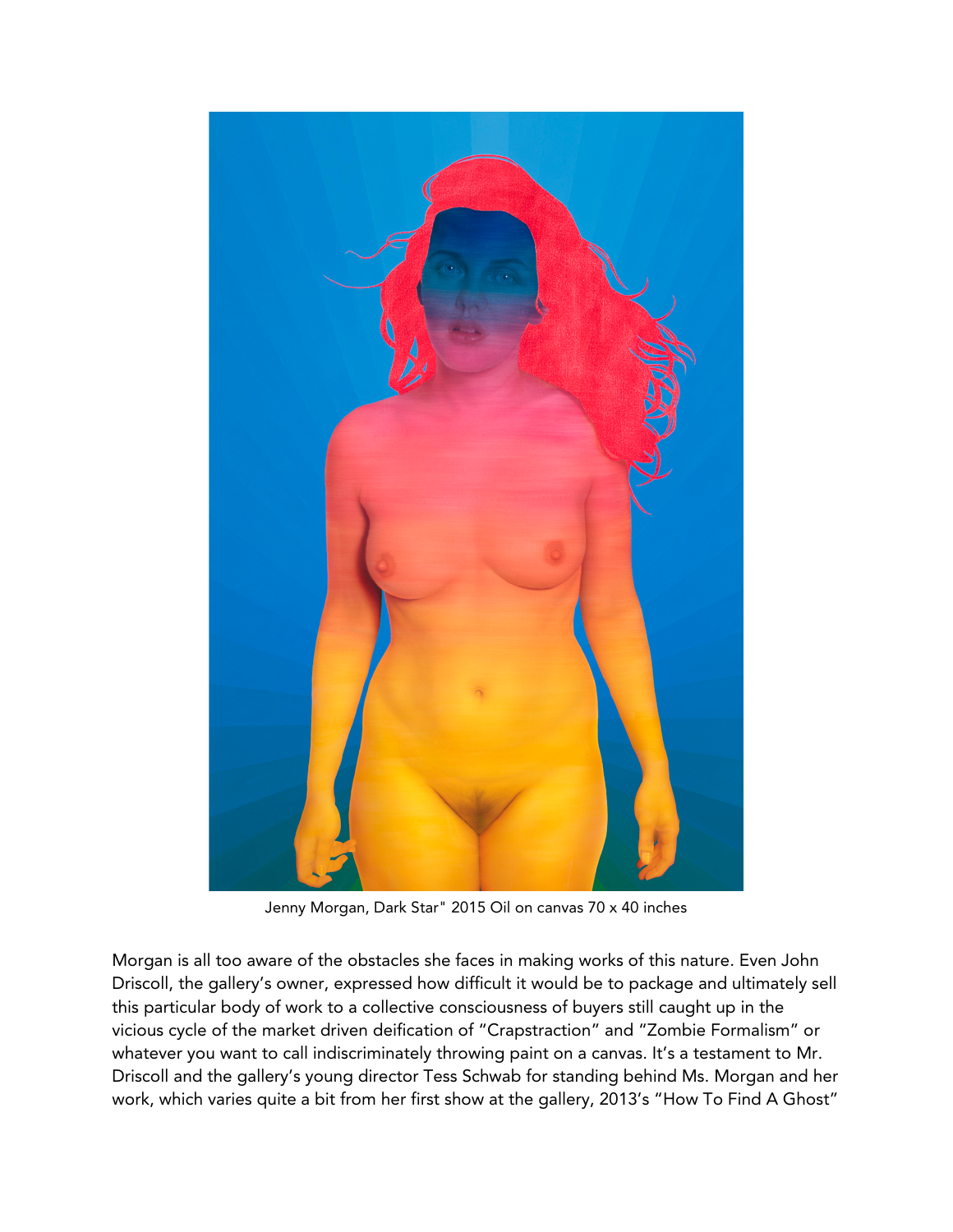Jenny Morgan, Dark Star" 2015 Oil on canvas 70 x 40 inches

Morgan is all too aware of the obstacles she faces in making works of this nature. Even John Driscoll, the gallery's owner, expressed how difficult it would be to package and ultimately sell this particular body of work to a collective consciousness of buyers still caught up in the vicious cycle of the market driven deification of "Crapstraction" and "Zombie Formalism" or whatever you want to call indiscriminately throwing paint on a canvas. It's a testament to Mr. Driscoll and the gallery's young director Tess Schwab for standing behind Ms. Morgan and her work, which varies quite a bit from her first show at the gallery, 2013's "How To Find A Ghost"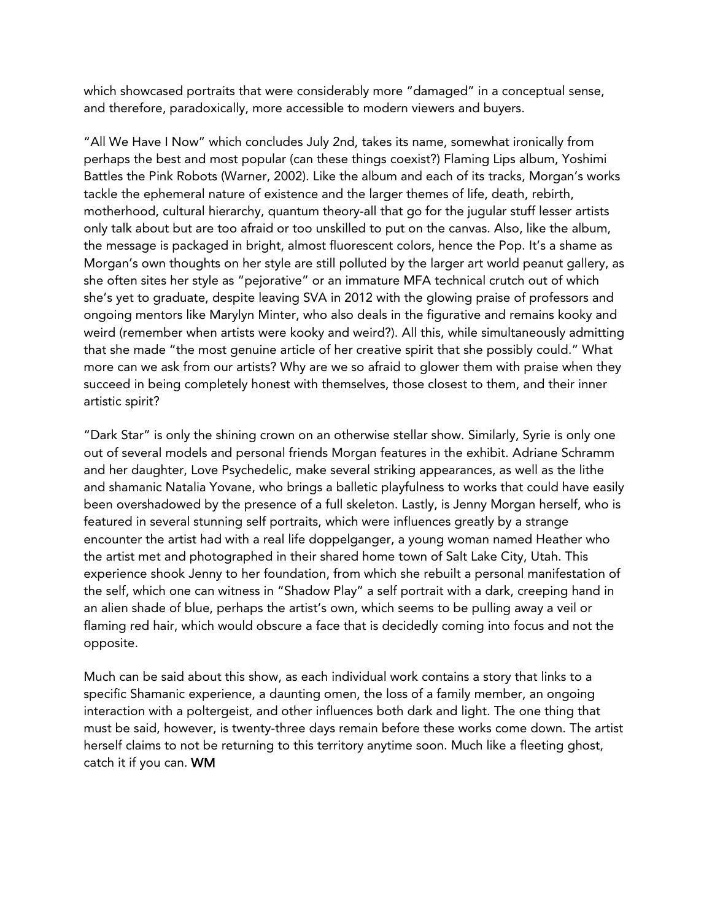which showcased portraits that were considerably more "damaged" in a conceptual sense, and therefore, paradoxically, more accessible to modern viewers and buyers.

"All We Have I Now" which concludes July 2nd, takes its name, somewhat ironically from perhaps the best and most popular (can these things coexist?) Flaming Lips album, Yoshimi Battles the Pink Robots (Warner, 2002). Like the album and each of its tracks, Morgan's works tackle the ephemeral nature of existence and the larger themes of life, death, rebirth, motherhood, cultural hierarchy, quantum theory-all that go for the jugular stuff lesser artists only talk about but are too afraid or too unskilled to put on the canvas. Also, like the album, the message is packaged in bright, almost fluorescent colors, hence the Pop. It's a shame as Morgan's own thoughts on her style are still polluted by the larger art world peanut gallery, as she often sites her style as "pejorative" or an immature MFA technical crutch out of which she's yet to graduate, despite leaving SVA in 2012 with the glowing praise of professors and ongoing mentors like Marylyn Minter, who also deals in the figurative and remains kooky and weird (remember when artists were kooky and weird?). All this, while simultaneously admitting that she made "the most genuine article of her creative spirit that she possibly could." What more can we ask from our artists? Why are we so afraid to glower them with praise when they succeed in being completely honest with themselves, those closest to them, and their inner artistic spirit?

"Dark Star" is only the shining crown on an otherwise stellar show. Similarly, Syrie is only one out of several models and personal friends Morgan features in the exhibit. Adriane Schramm and her daughter, Love Psychedelic, make several striking appearances, as well as the lithe and shamanic Natalia Yovane, who brings a balletic playfulness to works that could have easily been overshadowed by the presence of a full skeleton. Lastly, is Jenny Morgan herself, who is featured in several stunning self portraits, which were influences greatly by a strange encounter the artist had with a real life doppelganger, a young woman named Heather who the artist met and photographed in their shared home town of Salt Lake City, Utah. This experience shook Jenny to her foundation, from which she rebuilt a personal manifestation of the self, which one can witness in "Shadow Play" a self portrait with a dark, creeping hand in an alien shade of blue, perhaps the artist's own, which seems to be pulling away a veil or flaming red hair, which would obscure a face that is decidedly coming into focus and not the opposite.

Much can be said about this show, as each individual work contains a story that links to a specific Shamanic experience, a daunting omen, the loss of a family member, an ongoing interaction with a poltergeist, and other influences both dark and light. The one thing that must be said, however, is twenty-three days remain before these works come down. The artist herself claims to not be returning to this territory anytime soon. Much like a fleeting ghost, catch it if you can. **WM**